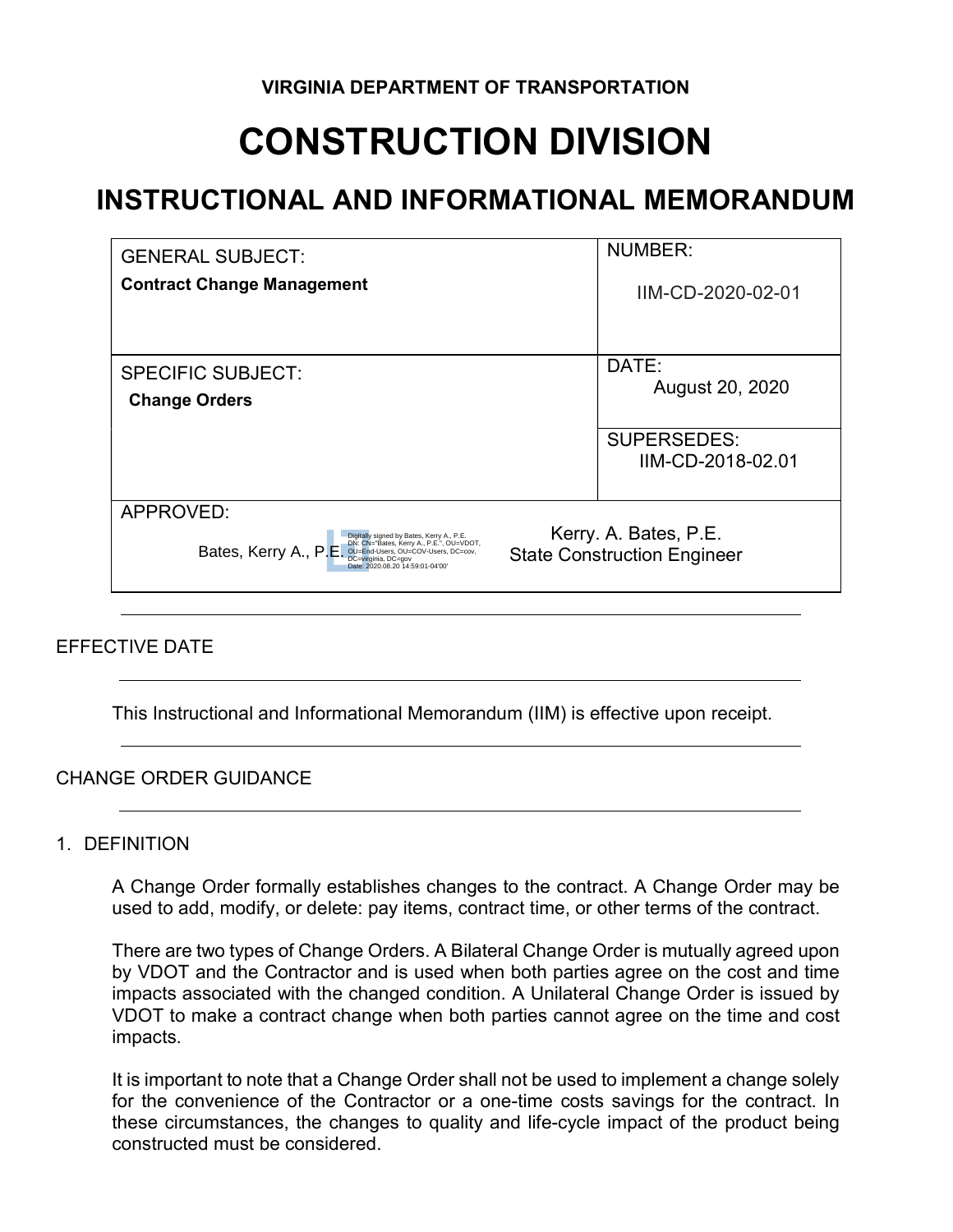**VIRGINIA DEPARTMENT OF TRANSPORTATION**

# CONSTRUCTION DIVISION

## INSTRUCTIONAL AND INFORMATIONAL MEMORANDUM

| GENERAL SUBJECT:<br>**Contract Change Management** | NUMBER:<br>IIM-CD-2020-02-01 |
|---|---|
| SPECIFIC SUBJECT:<br>**Change Orders** | DATE:<br>August 20, 2020 |
| | SUPERSEDES:<br>IIM-CD-2018-02.01 |
| APPROVED:<br>Bates, Kerry A., P.E. Digitally signed by Bates, Kerry A., P.E. DN: CN="Bates, Kerry A., P.E.", OU=VDOT, OU=End-Users, OU=COV-Users, DC=cov, DC=virginia, DC=gov Date: 2020.08.20 14:59:01-04'00' | Kerry. A. Bates, P.E.<br>State Construction Engineer |

---

EFFECTIVE DATE

---

This Instructional and Informational Memorandum (IIM) is effective upon receipt.

---

CHANGE ORDER GUIDANCE

---

1. DEFINITION

A Change Order formally establishes changes to the contract. A Change Order may be used to add, modify, or delete: pay items, contract time, or other terms of the contract.

There are two types of Change Orders. A Bilateral Change Order is mutually agreed upon by VDOT and the Contractor and is used when both parties agree on the cost and time impacts associated with the changed condition. A Unilateral Change Order is issued by VDOT to make a contract change when both parties cannot agree on the time and cost impacts.

It is important to note that a Change Order shall not be used to implement a change solely for the convenience of the Contractor or a one-time costs savings for the contract. In these circumstances, the changes to quality and life-cycle impact of the product being constructed must be considered.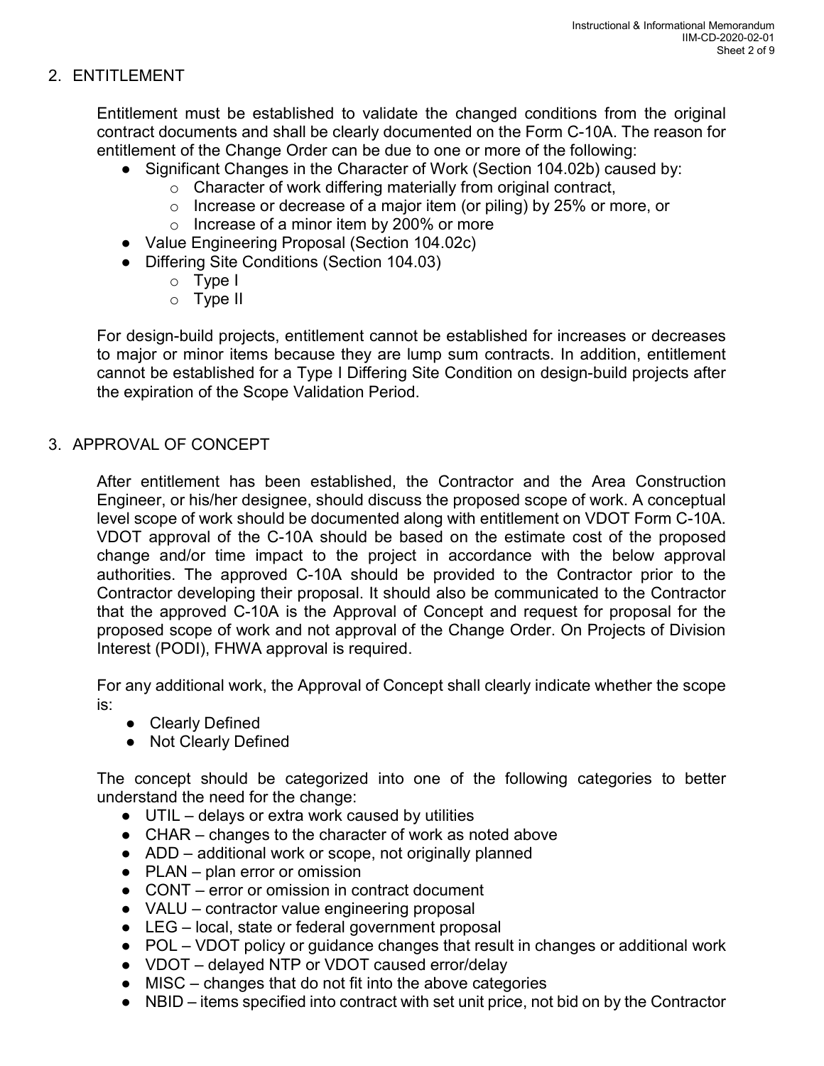## 2. ENTITLEMENT

Entitlement must be established to validate the changed conditions from the original contract documents and shall be clearly documented on the Form C-10A. The reason for entitlement of the Change Order can be due to one or more of the following:

- Significant Changes in the Character of Work (Section 104.02b) caused by:
  - Character of work differing materially from original contract,
  - Increase or decrease of a major item (or piling) by 25% or more, or
  - Increase of a minor item by 200% or more
- Value Engineering Proposal (Section 104.02c)
- Differing Site Conditions (Section 104.03)
  - Type I
  - Type II

For design-build projects, entitlement cannot be established for increases or decreases to major or minor items because they are lump sum contracts. In addition, entitlement cannot be established for a Type I Differing Site Condition on design-build projects after the expiration of the Scope Validation Period.

## 3. APPROVAL OF CONCEPT

After entitlement has been established, the Contractor and the Area Construction Engineer, or his/her designee, should discuss the proposed scope of work. A conceptual level scope of work should be documented along with entitlement on VDOT Form C-10A. VDOT approval of the C-10A should be based on the estimate cost of the proposed change and/or time impact to the project in accordance with the below approval authorities. The approved C-10A should be provided to the Contractor prior to the Contractor developing their proposal. It should also be communicated to the Contractor that the approved C-10A is the Approval of Concept and request for proposal for the proposed scope of work and not approval of the Change Order. On Projects of Division Interest (PODI), FHWA approval is required.

For any additional work, the Approval of Concept shall clearly indicate whether the scope is:

- Clearly Defined
- Not Clearly Defined

The concept should be categorized into one of the following categories to better understand the need for the change:

- UTIL – delays or extra work caused by utilities
- CHAR – changes to the character of work as noted above
- ADD – additional work or scope, not originally planned
- PLAN – plan error or omission
- CONT – error or omission in contract document
- VALU – contractor value engineering proposal
- LEG – local, state or federal government proposal
- POL – VDOT policy or guidance changes that result in changes or additional work
- VDOT – delayed NTP or VDOT caused error/delay
- MISC – changes that do not fit into the above categories
- NBID – items specified into contract with set unit price, not bid on by the Contractor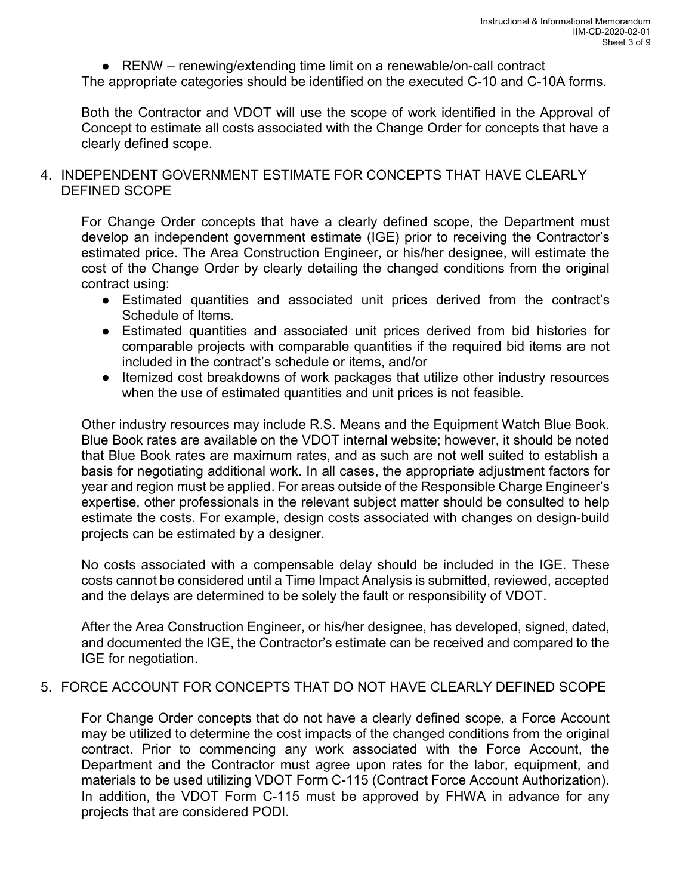- RENW – renewing/extending time limit on a renewable/on-call contract

The appropriate categories should be identified on the executed C-10 and C-10A forms.

Both the Contractor and VDOT will use the scope of work identified in the Approval of Concept to estimate all costs associated with the Change Order for concepts that have a clearly defined scope.

## 4. INDEPENDENT GOVERNMENT ESTIMATE FOR CONCEPTS THAT HAVE CLEARLY DEFINED SCOPE

For Change Order concepts that have a clearly defined scope, the Department must develop an independent government estimate (IGE) prior to receiving the Contractor's estimated price. The Area Construction Engineer, or his/her designee, will estimate the cost of the Change Order by clearly detailing the changed conditions from the original contract using:

- Estimated quantities and associated unit prices derived from the contract's Schedule of Items.
- Estimated quantities and associated unit prices derived from bid histories for comparable projects with comparable quantities if the required bid items are not included in the contract's schedule or items, and/or
- Itemized cost breakdowns of work packages that utilize other industry resources when the use of estimated quantities and unit prices is not feasible.

Other industry resources may include R.S. Means and the Equipment Watch Blue Book. Blue Book rates are available on the VDOT internal website; however, it should be noted that Blue Book rates are maximum rates, and as such are not well suited to establish a basis for negotiating additional work. In all cases, the appropriate adjustment factors for year and region must be applied. For areas outside of the Responsible Charge Engineer's expertise, other professionals in the relevant subject matter should be consulted to help estimate the costs. For example, design costs associated with changes on design-build projects can be estimated by a designer.

No costs associated with a compensable delay should be included in the IGE. These costs cannot be considered until a Time Impact Analysis is submitted, reviewed, accepted and the delays are determined to be solely the fault or responsibility of VDOT.

After the Area Construction Engineer, or his/her designee, has developed, signed, dated, and documented the IGE, the Contractor's estimate can be received and compared to the IGE for negotiation.

## 5. FORCE ACCOUNT FOR CONCEPTS THAT DO NOT HAVE CLEARLY DEFINED SCOPE

For Change Order concepts that do not have a clearly defined scope, a Force Account may be utilized to determine the cost impacts of the changed conditions from the original contract. Prior to commencing any work associated with the Force Account, the Department and the Contractor must agree upon rates for the labor, equipment, and materials to be used utilizing VDOT Form C-115 (Contract Force Account Authorization). In addition, the VDOT Form C-115 must be approved by FHWA in advance for any projects that are considered PODI.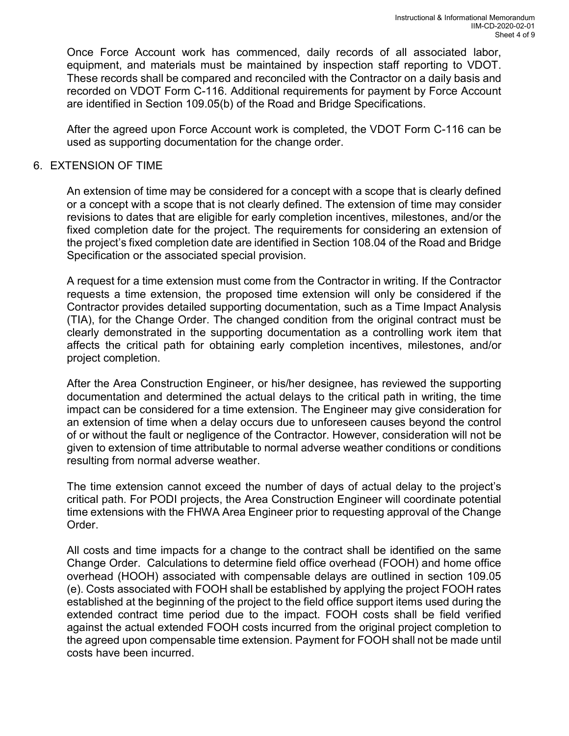Once Force Account work has commenced, daily records of all associated labor, equipment, and materials must be maintained by inspection staff reporting to VDOT. These records shall be compared and reconciled with the Contractor on a daily basis and recorded on VDOT Form C-116. Additional requirements for payment by Force Account are identified in Section 109.05(b) of the Road and Bridge Specifications.

After the agreed upon Force Account work is completed, the VDOT Form C-116 can be used as supporting documentation for the change order.

## 6. EXTENSION OF TIME

An extension of time may be considered for a concept with a scope that is clearly defined or a concept with a scope that is not clearly defined. The extension of time may consider revisions to dates that are eligible for early completion incentives, milestones, and/or the fixed completion date for the project. The requirements for considering an extension of the project's fixed completion date are identified in Section 108.04 of the Road and Bridge Specification or the associated special provision.

A request for a time extension must come from the Contractor in writing. If the Contractor requests a time extension, the proposed time extension will only be considered if the Contractor provides detailed supporting documentation, such as a Time Impact Analysis (TIA), for the Change Order. The changed condition from the original contract must be clearly demonstrated in the supporting documentation as a controlling work item that affects the critical path for obtaining early completion incentives, milestones, and/or project completion.

After the Area Construction Engineer, or his/her designee, has reviewed the supporting documentation and determined the actual delays to the critical path in writing, the time impact can be considered for a time extension. The Engineer may give consideration for an extension of time when a delay occurs due to unforeseen causes beyond the control of or without the fault or negligence of the Contractor. However, consideration will not be given to extension of time attributable to normal adverse weather conditions or conditions resulting from normal adverse weather.

The time extension cannot exceed the number of days of actual delay to the project's critical path. For PODI projects, the Area Construction Engineer will coordinate potential time extensions with the FHWA Area Engineer prior to requesting approval of the Change Order.

All costs and time impacts for a change to the contract shall be identified on the same Change Order. Calculations to determine field office overhead (FOOH) and home office overhead (HOOH) associated with compensable delays are outlined in section 109.05 (e). Costs associated with FOOH shall be established by applying the project FOOH rates established at the beginning of the project to the field office support items used during the extended contract time period due to the impact. FOOH costs shall be field verified against the actual extended FOOH costs incurred from the original project completion to the agreed upon compensable time extension. Payment for FOOH shall not be made until costs have been incurred.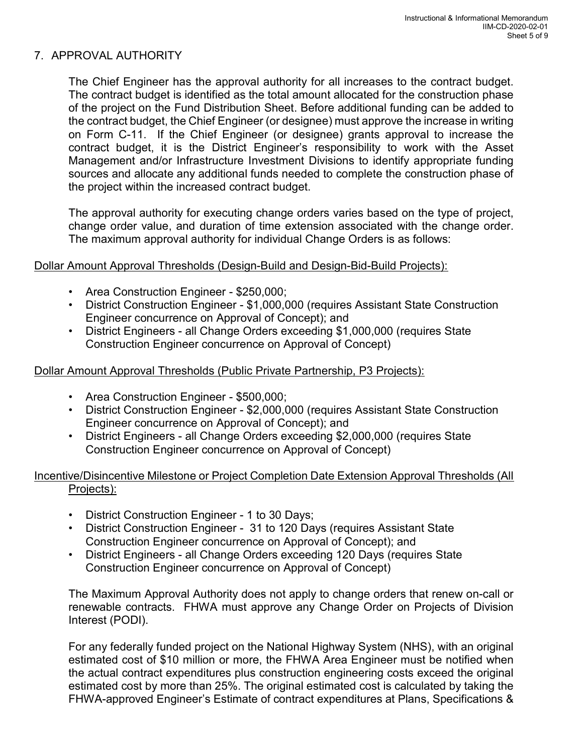## 7. APPROVAL AUTHORITY

The Chief Engineer has the approval authority for all increases to the contract budget. The contract budget is identified as the total amount allocated for the construction phase of the project on the Fund Distribution Sheet. Before additional funding can be added to the contract budget, the Chief Engineer (or designee) must approve the increase in writing on Form C-11. If the Chief Engineer (or designee) grants approval to increase the contract budget, it is the District Engineer's responsibility to work with the Asset Management and/or Infrastructure Investment Divisions to identify appropriate funding sources and allocate any additional funds needed to complete the construction phase of the project within the increased contract budget.

The approval authority for executing change orders varies based on the type of project, change order value, and duration of time extension associated with the change order. The maximum approval authority for individual Change Orders is as follows:

<u>Dollar Amount Approval Thresholds (Design-Build and Design-Bid-Build Projects):</u>

- Area Construction Engineer - $250,000;
- District Construction Engineer - $1,000,000 (requires Assistant State Construction Engineer concurrence on Approval of Concept); and
- District Engineers - all Change Orders exceeding $1,000,000 (requires State Construction Engineer concurrence on Approval of Concept)

<u>Dollar Amount Approval Thresholds (Public Private Partnership, P3 Projects):</u>

- Area Construction Engineer - $500,000;
- District Construction Engineer - $2,000,000 (requires Assistant State Construction Engineer concurrence on Approval of Concept); and
- District Engineers - all Change Orders exceeding $2,000,000 (requires State Construction Engineer concurrence on Approval of Concept)

<u>Incentive/Disincentive Milestone or Project Completion Date Extension Approval Thresholds (All Projects):</u>

- District Construction Engineer - 1 to 30 Days;
- District Construction Engineer - 31 to 120 Days (requires Assistant State Construction Engineer concurrence on Approval of Concept); and
- District Engineers - all Change Orders exceeding 120 Days (requires State Construction Engineer concurrence on Approval of Concept)

The Maximum Approval Authority does not apply to change orders that renew on-call or renewable contracts. FHWA must approve any Change Order on Projects of Division Interest (PODI).

For any federally funded project on the National Highway System (NHS), with an original estimated cost of $10 million or more, the FHWA Area Engineer must be notified when the actual contract expenditures plus construction engineering costs exceed the original estimated cost by more than 25%. The original estimated cost is calculated by taking the FHWA-approved Engineer's Estimate of contract expenditures at Plans, Specifications &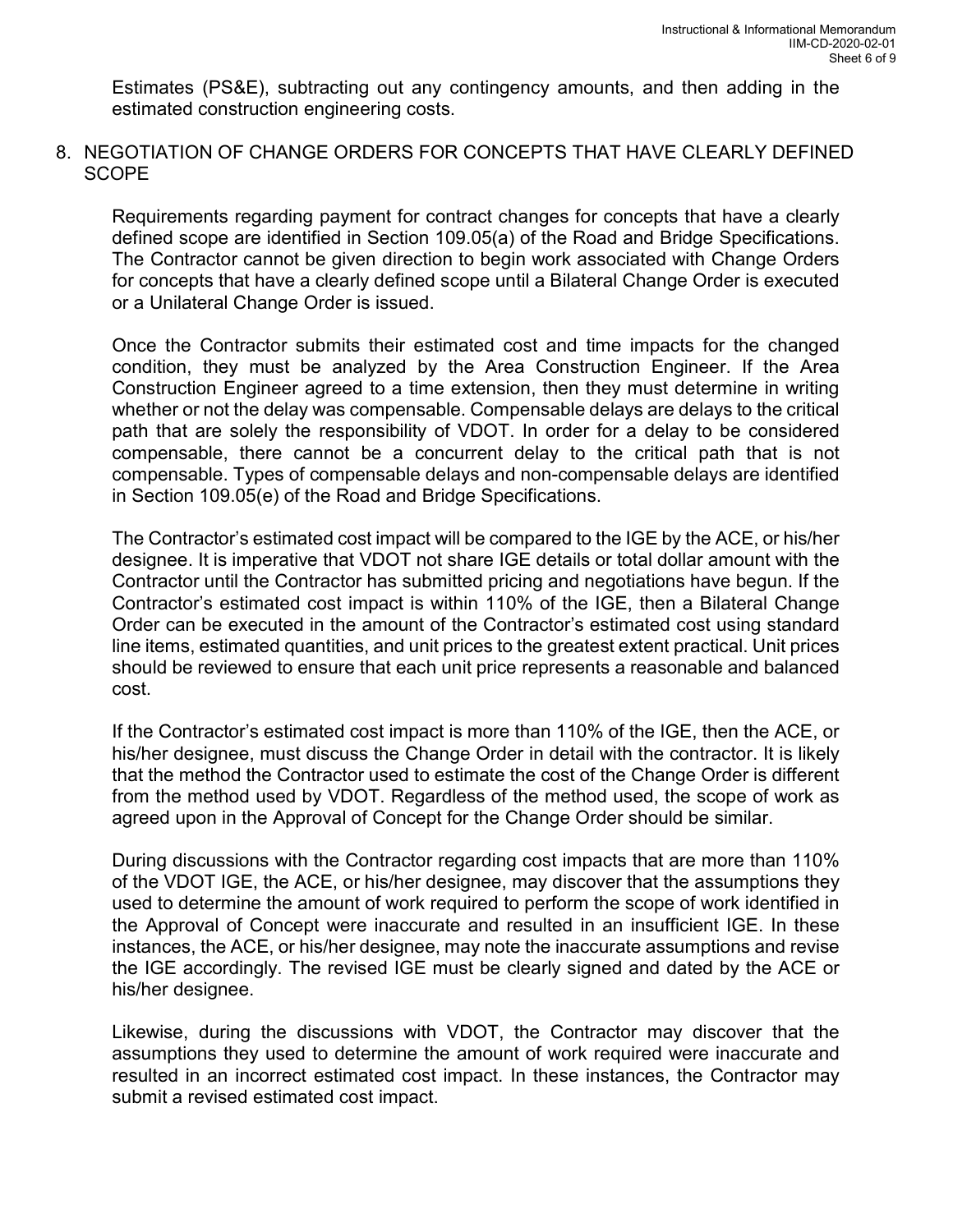Estimates (PS&E), subtracting out any contingency amounts, and then adding in the estimated construction engineering costs.

## 8. NEGOTIATION OF CHANGE ORDERS FOR CONCEPTS THAT HAVE CLEARLY DEFINED SCOPE

Requirements regarding payment for contract changes for concepts that have a clearly defined scope are identified in Section 109.05(a) of the Road and Bridge Specifications. The Contractor cannot be given direction to begin work associated with Change Orders for concepts that have a clearly defined scope until a Bilateral Change Order is executed or a Unilateral Change Order is issued.

Once the Contractor submits their estimated cost and time impacts for the changed condition, they must be analyzed by the Area Construction Engineer. If the Area Construction Engineer agreed to a time extension, then they must determine in writing whether or not the delay was compensable. Compensable delays are delays to the critical path that are solely the responsibility of VDOT. In order for a delay to be considered compensable, there cannot be a concurrent delay to the critical path that is not compensable. Types of compensable delays and non-compensable delays are identified in Section 109.05(e) of the Road and Bridge Specifications.

The Contractor's estimated cost impact will be compared to the IGE by the ACE, or his/her designee. It is imperative that VDOT not share IGE details or total dollar amount with the Contractor until the Contractor has submitted pricing and negotiations have begun. If the Contractor's estimated cost impact is within 110% of the IGE, then a Bilateral Change Order can be executed in the amount of the Contractor's estimated cost using standard line items, estimated quantities, and unit prices to the greatest extent practical. Unit prices should be reviewed to ensure that each unit price represents a reasonable and balanced cost.

If the Contractor's estimated cost impact is more than 110% of the IGE, then the ACE, or his/her designee, must discuss the Change Order in detail with the contractor. It is likely that the method the Contractor used to estimate the cost of the Change Order is different from the method used by VDOT. Regardless of the method used, the scope of work as agreed upon in the Approval of Concept for the Change Order should be similar.

During discussions with the Contractor regarding cost impacts that are more than 110% of the VDOT IGE, the ACE, or his/her designee, may discover that the assumptions they used to determine the amount of work required to perform the scope of work identified in the Approval of Concept were inaccurate and resulted in an insufficient IGE. In these instances, the ACE, or his/her designee, may note the inaccurate assumptions and revise the IGE accordingly. The revised IGE must be clearly signed and dated by the ACE or his/her designee.

Likewise, during the discussions with VDOT, the Contractor may discover that the assumptions they used to determine the amount of work required were inaccurate and resulted in an incorrect estimated cost impact. In these instances, the Contractor may submit a revised estimated cost impact.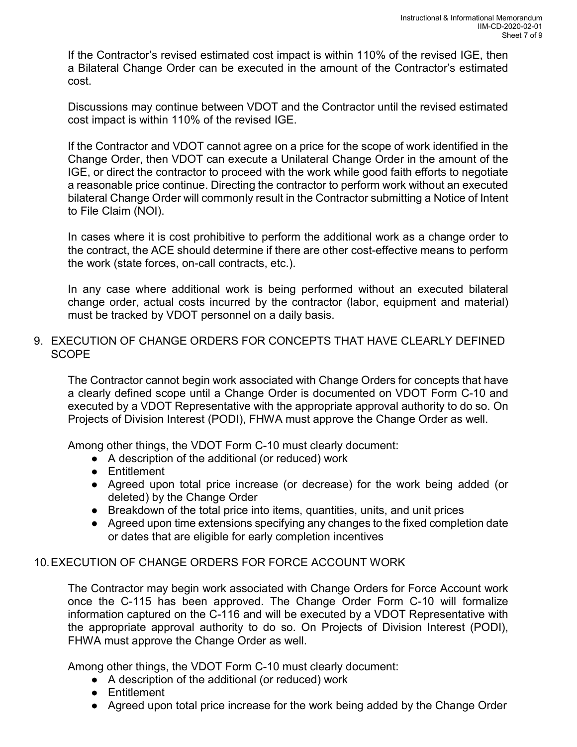If the Contractor's revised estimated cost impact is within 110% of the revised IGE, then a Bilateral Change Order can be executed in the amount of the Contractor's estimated cost.

Discussions may continue between VDOT and the Contractor until the revised estimated cost impact is within 110% of the revised IGE.

If the Contractor and VDOT cannot agree on a price for the scope of work identified in the Change Order, then VDOT can execute a Unilateral Change Order in the amount of the IGE, or direct the contractor to proceed with the work while good faith efforts to negotiate a reasonable price continue. Directing the contractor to perform work without an executed bilateral Change Order will commonly result in the Contractor submitting a Notice of Intent to File Claim (NOI).

In cases where it is cost prohibitive to perform the additional work as a change order to the contract, the ACE should determine if there are other cost-effective means to perform the work (state forces, on-call contracts, etc.).

In any case where additional work is being performed without an executed bilateral change order, actual costs incurred by the contractor (labor, equipment and material) must be tracked by VDOT personnel on a daily basis.

## 9. EXECUTION OF CHANGE ORDERS FOR CONCEPTS THAT HAVE CLEARLY DEFINED SCOPE

The Contractor cannot begin work associated with Change Orders for concepts that have a clearly defined scope until a Change Order is documented on VDOT Form C-10 and executed by a VDOT Representative with the appropriate approval authority to do so. On Projects of Division Interest (PODI), FHWA must approve the Change Order as well.

Among other things, the VDOT Form C-10 must clearly document:

- A description of the additional (or reduced) work
- Entitlement
- Agreed upon total price increase (or decrease) for the work being added (or deleted) by the Change Order
- Breakdown of the total price into items, quantities, units, and unit prices
- Agreed upon time extensions specifying any changes to the fixed completion date or dates that are eligible for early completion incentives

## 10. EXECUTION OF CHANGE ORDERS FOR FORCE ACCOUNT WORK

The Contractor may begin work associated with Change Orders for Force Account work once the C-115 has been approved. The Change Order Form C-10 will formalize information captured on the C-116 and will be executed by a VDOT Representative with the appropriate approval authority to do so. On Projects of Division Interest (PODI), FHWA must approve the Change Order as well.

Among other things, the VDOT Form C-10 must clearly document:

- A description of the additional (or reduced) work
- Entitlement
- Agreed upon total price increase for the work being added by the Change Order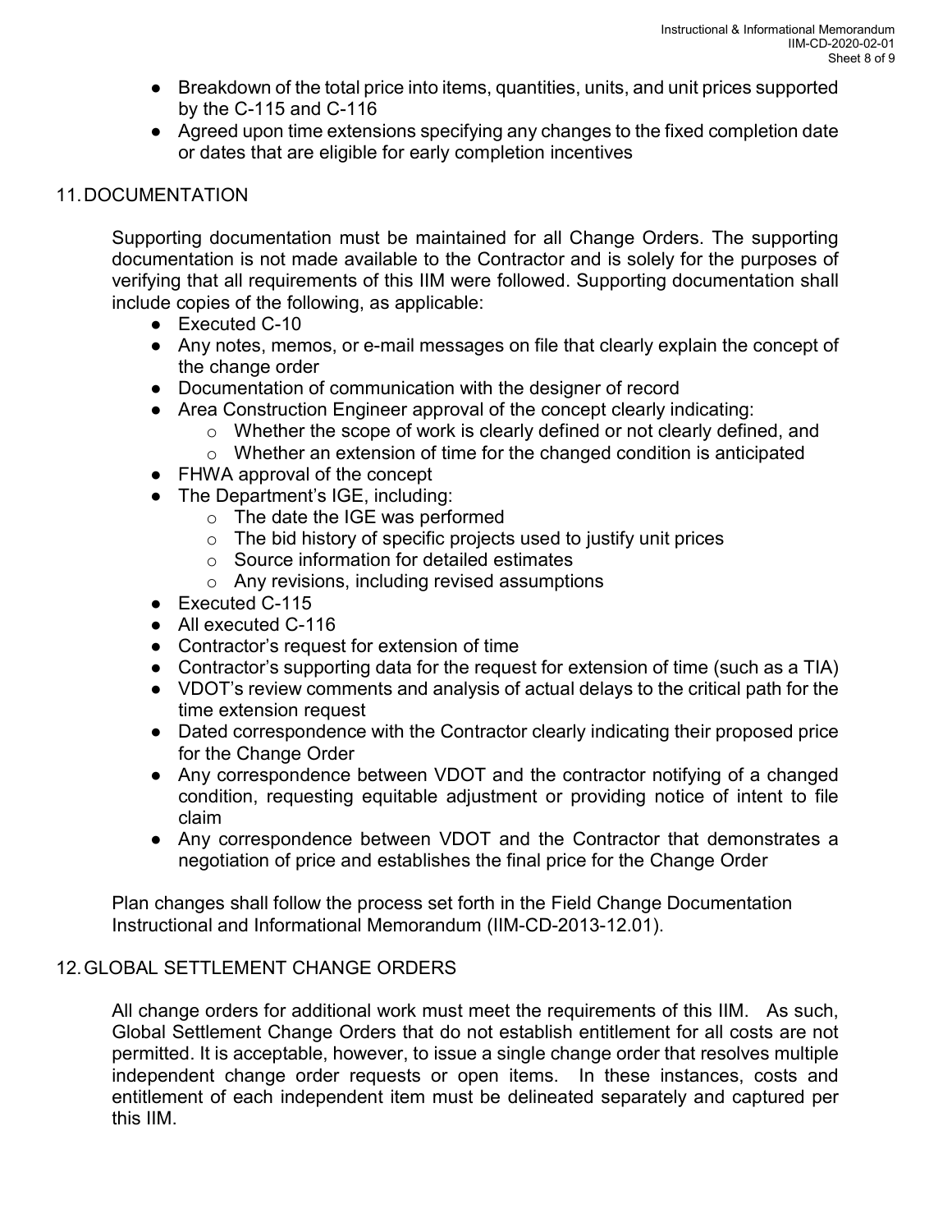- Breakdown of the total price into items, quantities, units, and unit prices supported by the C-115 and C-116
- Agreed upon time extensions specifying any changes to the fixed completion date or dates that are eligible for early completion incentives

## 11. DOCUMENTATION

Supporting documentation must be maintained for all Change Orders. The supporting documentation is not made available to the Contractor and is solely for the purposes of verifying that all requirements of this IIM were followed. Supporting documentation shall include copies of the following, as applicable:

- Executed C-10
- Any notes, memos, or e-mail messages on file that clearly explain the concept of the change order
- Documentation of communication with the designer of record
- Area Construction Engineer approval of the concept clearly indicating:
  - Whether the scope of work is clearly defined or not clearly defined, and
  - Whether an extension of time for the changed condition is anticipated
- FHWA approval of the concept
- The Department's IGE, including:
  - The date the IGE was performed
  - The bid history of specific projects used to justify unit prices
  - Source information for detailed estimates
  - Any revisions, including revised assumptions
- Executed C-115
- All executed C-116
- Contractor's request for extension of time
- Contractor's supporting data for the request for extension of time (such as a TIA)
- VDOT's review comments and analysis of actual delays to the critical path for the time extension request
- Dated correspondence with the Contractor clearly indicating their proposed price for the Change Order
- Any correspondence between VDOT and the contractor notifying of a changed condition, requesting equitable adjustment or providing notice of intent to file claim
- Any correspondence between VDOT and the Contractor that demonstrates a negotiation of price and establishes the final price for the Change Order

Plan changes shall follow the process set forth in the Field Change Documentation Instructional and Informational Memorandum (IIM-CD-2013-12.01).

## 12. GLOBAL SETTLEMENT CHANGE ORDERS

All change orders for additional work must meet the requirements of this IIM. As such, Global Settlement Change Orders that do not establish entitlement for all costs are not permitted. It is acceptable, however, to issue a single change order that resolves multiple independent change order requests or open items. In these instances, costs and entitlement of each independent item must be delineated separately and captured per this IIM.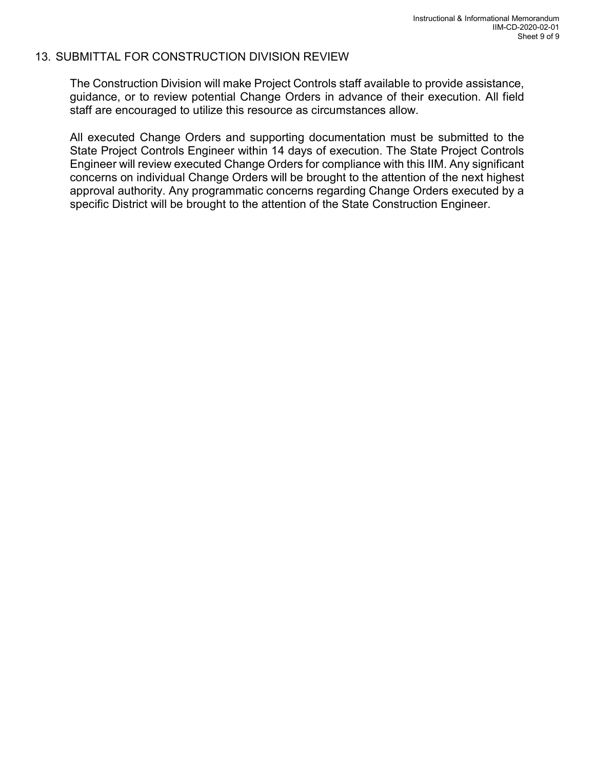## 13. SUBMITTAL FOR CONSTRUCTION DIVISION REVIEW

The Construction Division will make Project Controls staff available to provide assistance, guidance, or to review potential Change Orders in advance of their execution. All field staff are encouraged to utilize this resource as circumstances allow.

All executed Change Orders and supporting documentation must be submitted to the State Project Controls Engineer within 14 days of execution. The State Project Controls Engineer will review executed Change Orders for compliance with this IIM. Any significant concerns on individual Change Orders will be brought to the attention of the next highest approval authority. Any programmatic concerns regarding Change Orders executed by a specific District will be brought to the attention of the State Construction Engineer.